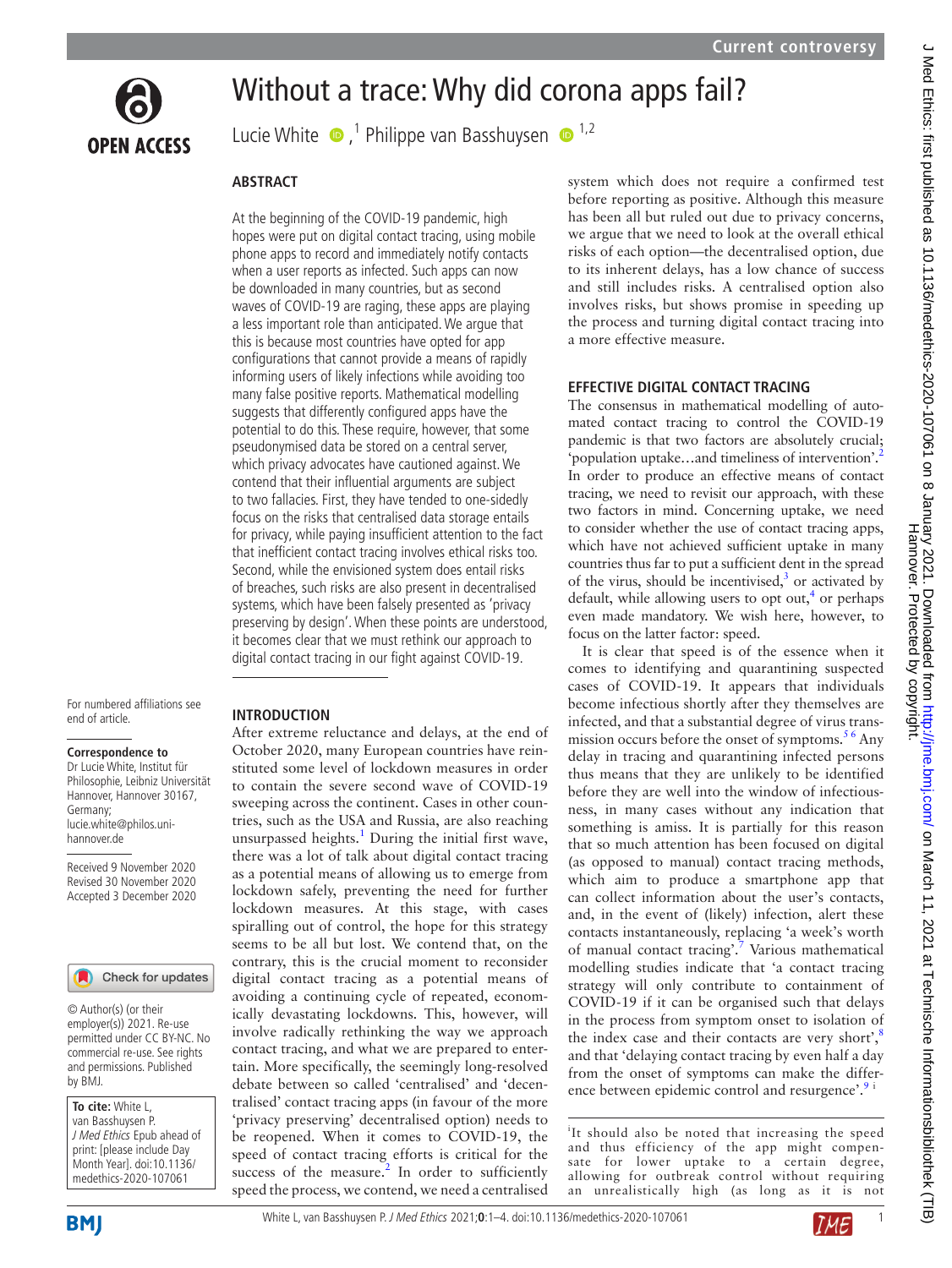Current controversy

# Without a trace: Why did corona apps fail?

Lucie White [1], Philippe van Basshuysen [1,2]

## ABSTRACT

At the beginning of the COVID-19 pandemic, high hopes were put on digital contact tracing, using mobile phone apps to record and immediately notify contacts when a user reports as infected. Such apps can now be downloaded in many countries, but as second waves of COVID-19 are raging, these apps are playing a less important role than anticipated. We argue that this is because most countries have opted for app configurations that cannot provide a means of rapidly informing users of likely infections while avoiding too many false positive reports. Mathematical modelling suggests that differently configured apps have the potential to do this. These require, however, that some pseudonymised data be stored on a central server, which privacy advocates have cautioned against. We contend that their influential arguments are subject to two fallacies. First, they have tended to one-sidedly focus on the risks that centralised data storage entails for privacy, while paying insufficient attention to the fact that inefficient contact tracing involves ethical risks too. Second, while the envisioned system does entail risks of breaches, such risks are also present in decentralised systems, which have been falsely presented as 'privacy preserving by design'. When these points are understood, it becomes clear that we must rethink our approach to digital contact tracing in our fight against COVID-19.

For numbered affiliations see end of article.

**Correspondence to**
Dr Lucie White, Institut für Philosophie, Leibniz Universität Hannover, Hannover 30167, Germany; lucie.white@philos.uni-hannover.de

Received 9 November 2020
Revised 30 November 2020
Accepted 3 December 2020

© Author(s) (or their employer(s)) 2021. Re-use permitted under CC BY-NC. No commercial re-use. See rights and permissions. Published by BMJ.

**To cite:** White L, van Basshuysen P. *J Med Ethics* Epub ahead of print: [please include Day Month Year]. doi:10.1136/medethics-2020-107061

## INTRODUCTION

After extreme reluctance and delays, at the end of October 2020, many European countries have reinstituted some level of lockdown measures in order to contain the severe second wave of COVID-19 sweeping across the continent. Cases in other countries, such as the USA and Russia, are also reaching unsurpassed heights.[1] During the initial first wave, there was a lot of talk about digital contact tracing as a potential means of allowing us to emerge from lockdown safely, preventing the need for further lockdown measures. At this stage, with cases spiralling out of control, the hope for this strategy seems to be all but lost. We contend that, on the contrary, this is the crucial moment to reconsider digital contact tracing as a potential means of avoiding a continuing cycle of repeated, economically devastating lockdowns. This, however, will involve radically rethinking the way we approach contact tracing, and what we are prepared to entertain. More specifically, the seemingly long-resolved debate between so called 'centralised' and 'decentralised' contact tracing apps (in favour of the more 'privacy preserving' decentralised option) needs to be reopened. When it comes to COVID-19, the speed of contact tracing efforts is critical for the success of the measure.[2] In order to sufficiently speed the process, we contend, we need a centralised system which does not require a confirmed test before reporting as positive. Although this measure has been all but ruled out due to privacy concerns, we argue that we need to look at the overall ethical risks of each option—the decentralised option, due to its inherent delays, has a low chance of success and still includes risks. A centralised option also involves risks, but shows promise in speeding up the process and turning digital contact tracing into a more effective measure.

## EFFECTIVE DIGITAL CONTACT TRACING

The consensus in mathematical modelling of automated contact tracing to control the COVID-19 pandemic is that two factors are absolutely crucial; 'population uptake…and timeliness of intervention'.[2] In order to produce an effective means of contact tracing, we need to revisit our approach, with these two factors in mind. Concerning uptake, we need to consider whether the use of contact tracing apps, which have not achieved sufficient uptake in many countries thus far to put a sufficient dent in the spread of the virus, should be incentivised,[3] or activated by default, while allowing users to opt out,[4] or perhaps even made mandatory. We wish here, however, to focus on the latter factor: speed.

It is clear that speed is of the essence when it comes to identifying and quarantining suspected cases of COVID-19. It appears that individuals become infectious shortly after they themselves are infected, and that a substantial degree of virus transmission occurs before the onset of symptoms.[5,6] Any delay in tracing and quarantining infected persons thus means that they are unlikely to be identified before they are well into the window of infectiousness, in many cases without any indication that something is amiss. It is partially for this reason that so much attention has been focused on digital (as opposed to manual) contact tracing methods, which aim to produce a smartphone app that can collect information about the user's contacts, and, in the event of (likely) infection, alert these contacts instantaneously, replacing 'a week's worth of manual contact tracing'.[7] Various mathematical modelling studies indicate that 'a contact tracing strategy will only contribute to containment of COVID-19 if it can be organised such that delays in the process from symptom onset to isolation of the index case and their contacts are very short',[8] and that 'delaying contact tracing by even half a day from the onset of symptoms can make the difference between epidemic control and resurgence'.[9,i]

[i] It should also be noted that increasing the speed and thus efficiency of the app might compensate for lower uptake to a certain degree, allowing for outbreak control without requiring an unrealistically high (as long as it is not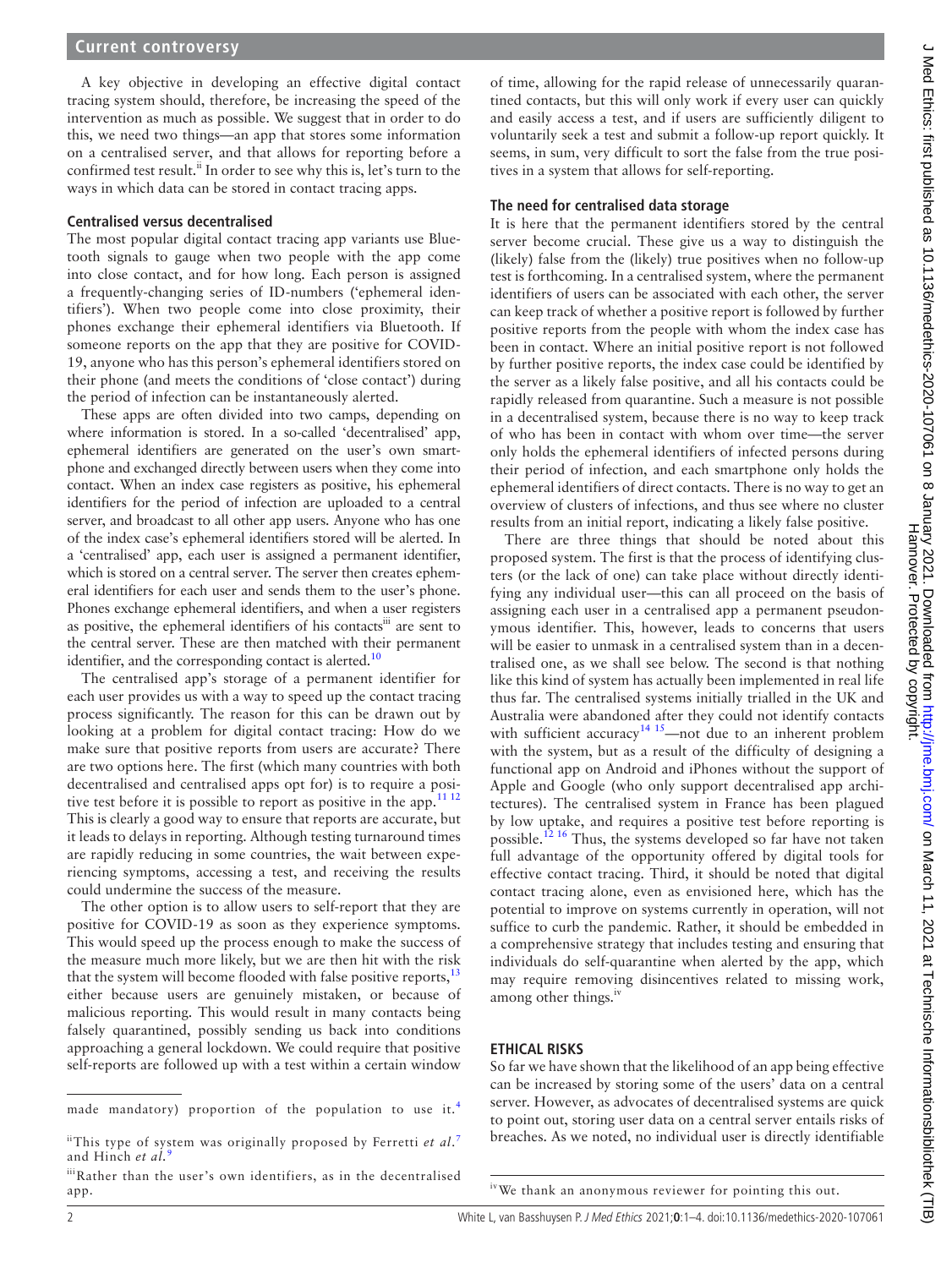A key objective in developing an effective digital contact tracing system should, therefore, be increasing the speed of the intervention as much as possible. We suggest that in order to do this, we need two things—an app that stores some information on a centralised server, and that allows for reporting before a confirmed test result.[ii] In order to see why this is, let's turn to the ways in which data can be stored in contact tracing apps.

### Centralised versus decentralised

The most popular digital contact tracing app variants use Bluetooth signals to gauge when two people with the app come into close contact, and for how long. Each person is assigned a frequently-changing series of ID-numbers ('ephemeral identifiers'). When two people come into close proximity, their phones exchange their ephemeral identifiers via Bluetooth. If someone reports on the app that they are positive for COVID-19, anyone who has this person's ephemeral identifiers stored on their phone (and meets the conditions of 'close contact') during the period of infection can be instantaneously alerted.

These apps are often divided into two camps, depending on where information is stored. In a so-called 'decentralised' app, ephemeral identifiers are generated on the user's own smartphone and exchanged directly between users when they come into contact. When an index case registers as positive, his ephemeral identifiers for the period of infection are uploaded to a central server, and broadcast to all other app users. Anyone who has one of the index case's ephemeral identifiers stored will be alerted. In a 'centralised' app, each user is assigned a permanent identifier, which is stored on a central server. The server then creates ephemeral identifiers for each user and sends them to the user's phone. Phones exchange ephemeral identifiers, and when a user registers as positive, the ephemeral identifiers of his contacts[iii] are sent to the central server. These are then matched with their permanent identifier, and the corresponding contact is alerted.[10]

The centralised app's storage of a permanent identifier for each user provides us with a way to speed up the contact tracing process significantly. The reason for this can be drawn out by looking at a problem for digital contact tracing: How do we make sure that positive reports from users are accurate? There are two options here. The first (which many countries with both decentralised and centralised apps opt for) is to require a positive test before it is possible to report as positive in the app.[11,12] This is clearly a good way to ensure that reports are accurate, but it leads to delays in reporting. Although testing turnaround times are rapidly reducing in some countries, the wait between experiencing symptoms, accessing a test, and receiving the results could undermine the success of the measure.

The other option is to allow users to self-report that they are positive for COVID-19 as soon as they experience symptoms. This would speed up the process enough to make the success of the measure much more likely, but we are then hit with the risk that the system will become flooded with false positive reports,[13] either because users are genuinely mistaken, or because of malicious reporting. This would result in many contacts being falsely quarantined, possibly sending us back into conditions approaching a general lockdown. We could require that positive self-reports are followed up with a test within a certain window of time, allowing for the rapid release of unnecessarily quarantined contacts, but this will only work if every user can quickly and easily access a test, and if users are sufficiently diligent to voluntarily seek a test and submit a follow-up report quickly. It seems, in sum, very difficult to sort the false from the true positives in a system that allows for self-reporting.

### The need for centralised data storage

It is here that the permanent identifiers stored by the central server become crucial. These give us a way to distinguish the (likely) false from the (likely) true positives when no follow-up test is forthcoming. In a centralised system, where the permanent identifiers of users can be associated with each other, the server can keep track of whether a positive report is followed by further positive reports from the people with whom the index case has been in contact. Where an initial positive report is not followed by further positive reports, the index case could be identified by the server as a likely false positive, and all his contacts could be rapidly released from quarantine. Such a measure is not possible in a decentralised system, because there is no way to keep track of who has been in contact with whom over time—the server only holds the ephemeral identifiers of infected persons during their period of infection, and each smartphone only holds the ephemeral identifiers of direct contacts. There is no way to get an overview of clusters of infections, and thus see where no cluster results from an initial report, indicating a likely false positive.

There are three things that should be noted about this proposed system. The first is that the process of identifying clusters (or the lack of one) can take place without directly identifying any individual user—this can all proceed on the basis of assigning each user in a centralised app a permanent pseudonymous identifier. This, however, leads to concerns that users will be easier to unmask in a centralised system than in a decentralised one, as we shall see below. The second is that nothing like this kind of system has actually been implemented in real life thus far. The centralised systems initially trialled in the UK and Australia were abandoned after they could not identify contacts with sufficient accuracy[14,15]—not due to an inherent problem with the system, but as a result of the difficulty of designing a functional app on Android and iPhones without the support of Apple and Google (who only support decentralised app architectures). The centralised system in France has been plagued by low uptake, and requires a positive test before reporting is possible.[12,16] Thus, the systems developed so far have not taken full advantage of the opportunity offered by digital tools for effective contact tracing. Third, it should be noted that digital contact tracing alone, even as envisioned here, which has the potential to improve on systems currently in operation, will not suffice to curb the pandemic. Rather, it should be embedded in a comprehensive strategy that includes testing and ensuring that individuals do self-quarantine when alerted by the app, which may require removing disincentives related to missing work, among other things.[iv]

## ETHICAL RISKS

So far we have shown that the likelihood of an app being effective can be increased by storing some of the users' data on a central server. However, as advocates of decentralised systems are quick to point out, storing user data on a central server entails risks of breaches. As we noted, no individual user is directly identifiable

---

made mandatory) proportion of the population to use it.[4]

[ii] This type of system was originally proposed by Ferretti *et al*.[7] and Hinch *et al*.[9]

[iii] Rather than the user's own identifiers, as in the decentralised app.

[iv] We thank an anonymous reviewer for pointing this out.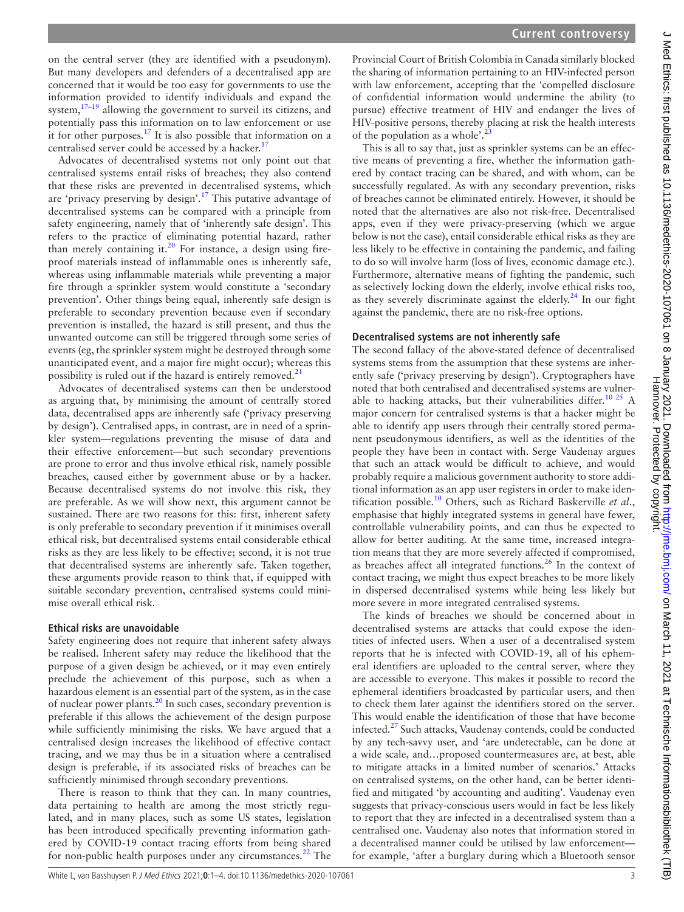on the central server (they are identified with a pseudonym). But many developers and defenders of a decentralised app are concerned that it would be too easy for governments to use the information provided to identify individuals and expand the system,[17–19] allowing the government to surveil its citizens, and potentially pass this information on to law enforcement or use it for other purposes.[17] It is also possible that information on a centralised server could be accessed by a hacker.[17]

Advocates of decentralised systems not only point out that centralised systems entail risks of breaches; they also contend that these risks are prevented in decentralised systems, which are 'privacy preserving by design'.[17] This putative advantage of decentralised systems can be compared with a principle from safety engineering, namely that of 'inherently safe design'. This refers to the practice of eliminating potential hazard, rather than merely containing it.[20] For instance, a design using fireproof materials instead of inflammable ones is inherently safe, whereas using inflammable materials while preventing a major fire through a sprinkler system would constitute a 'secondary prevention'. Other things being equal, inherently safe design is preferable to secondary prevention because even if secondary prevention is installed, the hazard is still present, and thus the unwanted outcome can still be triggered through some series of events (eg, the sprinkler system might be destroyed through some unanticipated event, and a major fire might occur); whereas this possibility is ruled out if the hazard is entirely removed.[21]

Advocates of decentralised systems can then be understood as arguing that, by minimising the amount of centrally stored data, decentralised apps are inherently safe ('privacy preserving by design'). Centralised apps, in contrast, are in need of a sprinkler system—regulations preventing the misuse of data and their effective enforcement—but such secondary preventions are prone to error and thus involve ethical risk, namely possible breaches, caused either by government abuse or by a hacker. Because decentralised systems do not involve this risk, they are preferable. As we will show next, this argument cannot be sustained. There are two reasons for this: first, inherent safety is only preferable to secondary prevention if it minimises overall ethical risk, but decentralised systems entail considerable ethical risks as they are less likely to be effective; second, it is not true that decentralised systems are inherently safe. Taken together, these arguments provide reason to think that, if equipped with suitable secondary prevention, centralised systems could minimise overall ethical risk.

### Ethical risks are unavoidable

Safety engineering does not require that inherent safety always be realised. Inherent safety may reduce the likelihood that the purpose of a given design be achieved, or it may even entirely preclude the achievement of this purpose, such as when a hazardous element is an essential part of the system, as in the case of nuclear power plants.[20] In such cases, secondary prevention is preferable if this allows the achievement of the design purpose while sufficiently minimising the risks. We have argued that a centralised design increases the likelihood of effective contact tracing, and we may thus be in a situation where a centralised design is preferable, if its associated risks of breaches can be sufficiently minimised through secondary preventions.

There is reason to think that they can. In many countries, data pertaining to health are among the most strictly regulated, and in many places, such as some US states, legislation has been introduced specifically preventing information gathered by COVID-19 contact tracing efforts from being shared for non-public health purposes under any circumstances.[22] The Provincial Court of British Colombia in Canada similarly blocked the sharing of information pertaining to an HIV-infected person with law enforcement, accepting that the 'compelled disclosure of confidential information would undermine the ability (to pursue) effective treatment of HIV and endanger the lives of HIV-positive persons, thereby placing at risk the health interests of the population as a whole'.[23]

This is all to say that, just as sprinkler systems can be an effective means of preventing a fire, whether the information gathered by contact tracing can be shared, and with whom, can be successfully regulated. As with any secondary prevention, risks of breaches cannot be eliminated entirely. However, it should be noted that the alternatives are also not risk-free. Decentralised apps, even if they were privacy-preserving (which we argue below is not the case), entail considerable ethical risks as they are less likely to be effective in containing the pandemic, and failing to do so will involve harm (loss of lives, economic damage etc.). Furthermore, alternative means of fighting the pandemic, such as selectively locking down the elderly, involve ethical risks too, as they severely discriminate against the elderly.[24] In our fight against the pandemic, there are no risk-free options.

### Decentralised systems are not inherently safe

The second fallacy of the above-stated defence of decentralised systems stems from the assumption that these systems are inherently safe ('privacy preserving by design'). Cryptographers have noted that both centralised and decentralised systems are vulnerable to hacking attacks, but their vulnerabilities differ.[10 25] A major concern for centralised systems is that a hacker might be able to identify app users through their centrally stored permanent pseudonymous identifiers, as well as the identities of the people they have been in contact with. Serge Vaudenay argues that such an attack would be difficult to achieve, and would probably require a malicious government authority to store additional information as an app user registers in order to make identification possible.[10] Others, such as Richard Baskerville *et al*., emphasise that highly integrated systems in general have fewer, controllable vulnerability points, and can thus be expected to allow for better auditing. At the same time, increased integration means that they are more severely affected if compromised, as breaches affect all integrated functions.[26] In the context of contact tracing, we might thus expect breaches to be more likely in dispersed decentralised systems while being less likely but more severe in more integrated centralised systems.

The kinds of breaches we should be concerned about in decentralised systems are attacks that could expose the identities of infected users. When a user of a decentralised system reports that he is infected with COVID-19, all of his ephemeral identifiers are uploaded to the central server, where they are accessible to everyone. This makes it possible to record the ephemeral identifiers broadcasted by particular users, and then to check them later against the identifiers stored on the server. This would enable the identification of those that have become infected.[27] Such attacks, Vaudenay contends, could be conducted by any tech-savvy user, and 'are undetectable, can be done at a wide scale, and…proposed countermeasures are, at best, able to mitigate attacks in a limited number of scenarios.' Attacks on centralised systems, on the other hand, can be better identified and mitigated 'by accounting and auditing'. Vaudenay even suggests that privacy-conscious users would in fact be less likely to report that they are infected in a decentralised system than a centralised one. Vaudenay also notes that information stored in a decentralised manner could be utilised by law enforcement—for example, 'after a burglary during which a Bluetooth sensor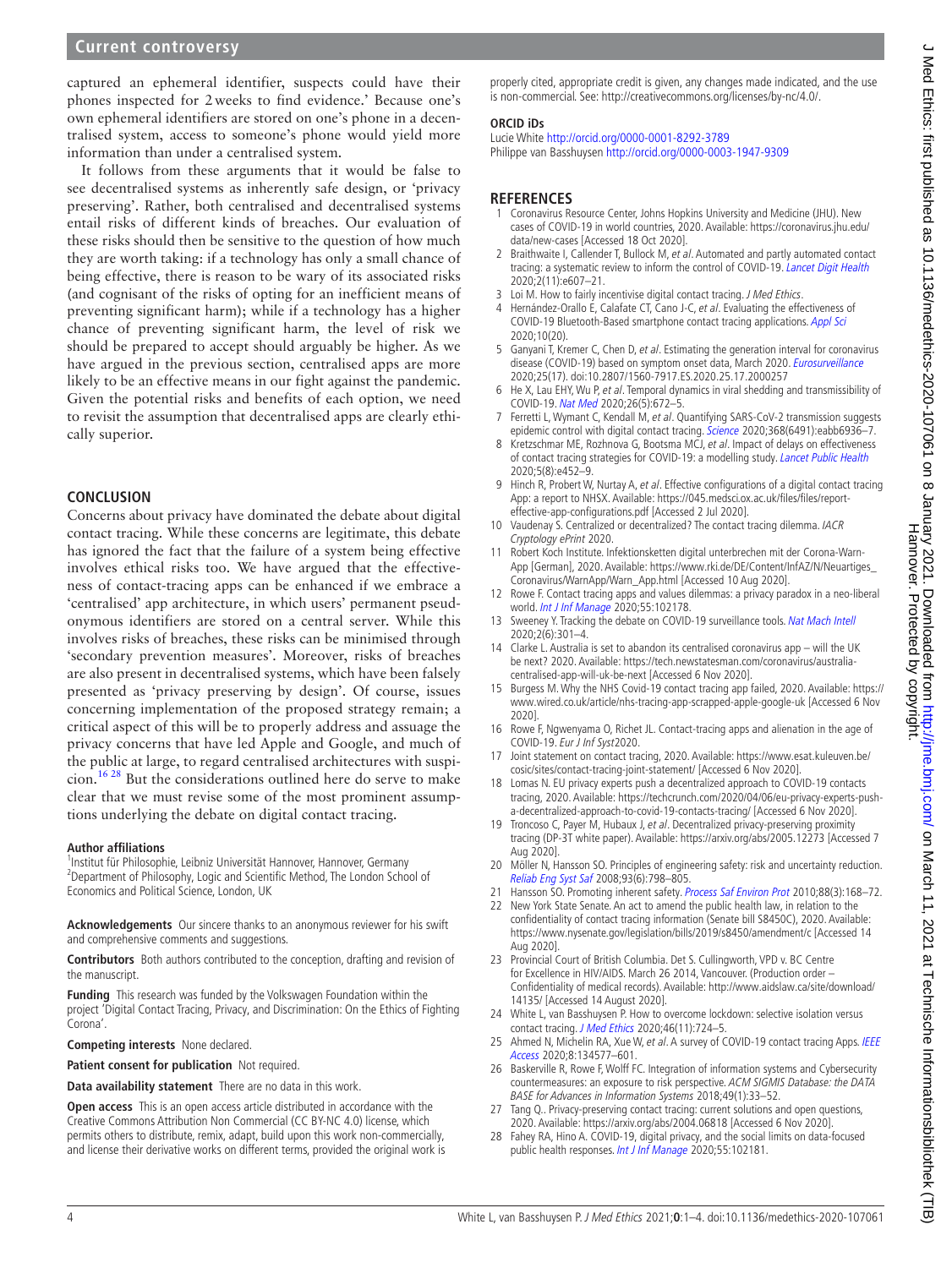captured an ephemeral identifier, suspects could have their phones inspected for 2 weeks to find evidence.' Because one's own ephemeral identifiers are stored on one's phone in a decentralised system, access to someone's phone would yield more information than under a centralised system.

It follows from these arguments that it would be false to see decentralised systems as inherently safe design, or 'privacy preserving'. Rather, both centralised and decentralised systems entail risks of different kinds of breaches. Our evaluation of these risks should then be sensitive to the question of how much they are worth taking: if a technology has only a small chance of being effective, there is reason to be wary of its associated risks (and cognisant of the risks of opting for an inefficient means of preventing significant harm); while if a technology has a higher chance of preventing significant harm, the level of risk we should be prepared to accept should arguably be higher. As we have argued in the previous section, centralised apps are more likely to be an effective means in our fight against the pandemic. Given the potential risks and benefits of each option, we need to revisit the assumption that decentralised apps are clearly ethically superior.

## CONCLUSION

Concerns about privacy have dominated the debate about digital contact tracing. While these concerns are legitimate, this debate has ignored the fact that the failure of a system being effective involves ethical risks too. We have argued that the effectiveness of contact-tracing apps can be enhanced if we embrace a 'centralised' app architecture, in which users' permanent pseudonymous identifiers are stored on a central server. While this involves risks of breaches, these risks can be minimised through 'secondary prevention measures'. Moreover, risks of breaches are also present in decentralised systems, which have been falsely presented as 'privacy preserving by design'. Of course, issues concerning implementation of the proposed strategy remain; a critical aspect of this will be to properly address and assuage the privacy concerns that have led Apple and Google, and much of the public at large, to regard centralised architectures with suspicion.[16 28] But the considerations outlined here do serve to make clear that we must revise some of the most prominent assumptions underlying the debate on digital contact tracing.

**Author affiliations**
[1]Institut für Philosophie, Leibniz Universität Hannover, Hannover, Germany
[2]Department of Philosophy, Logic and Scientific Method, The London School of Economics and Political Science, London, UK

**Acknowledgements** Our sincere thanks to an anonymous reviewer for his swift and comprehensive comments and suggestions.

**Contributors** Both authors contributed to the conception, drafting and revision of the manuscript.

**Funding** This research was funded by the Volkswagen Foundation within the project 'Digital Contact Tracing, Privacy, and Discrimination: On the Ethics of Fighting Corona'.

**Competing interests** None declared.

**Patient consent for publication** Not required.

**Data availability statement** There are no data in this work.

**Open access** This is an open access article distributed in accordance with the Creative Commons Attribution Non Commercial (CC BY-NC 4.0) license, which permits others to distribute, remix, adapt, build upon this work non-commercially, and license their derivative works on different terms, provided the original work is properly cited, appropriate credit is given, any changes made indicated, and the use is non-commercial. See: http://creativecommons.org/licenses/by-nc/4.0/.

**ORCID iDs**
Lucie White http://orcid.org/0000-0001-8292-3789
Philippe van Basshuysen http://orcid.org/0000-0003-1947-9309

## REFERENCES

1. Coronavirus Resource Center, Johns Hopkins University and Medicine (JHU). New cases of COVID-19 in world countries, 2020. Available: https://coronavirus.jhu.edu/data/new-cases [Accessed 18 Oct 2020].
2. Braithwaite I, Callender T, Bullock M, *et al*. Automated and partly automated contact tracing: a systematic review to inform the control of COVID-19. *Lancet Digit Health* 2020;2(11):e607–21.
3. Loi M. How to fairly incentivise digital contact tracing. *J Med Ethics*.
4. Hernández-Orallo E, Calafate CT, Cano J-C, *et al*. Evaluating the effectiveness of COVID-19 Bluetooth-Based smartphone contact tracing applications. *Appl Sci* 2020;10(20).
5. Ganyani T, Kremer C, Chen D, *et al*. Estimating the generation interval for coronavirus disease (COVID-19) based on symptom onset data, March 2020. *Eurosurveillance* 2020;25(17). doi:10.2807/1560-7917.ES.2020.25.17.2000257
6. He X, Lau EHY, Wu P, *et al*. Temporal dynamics in viral shedding and transmissibility of COVID-19. *Nat Med* 2020;26(5):672–5.
7. Ferretti L, Wymant C, Kendall M, *et al*. Quantifying SARS-CoV-2 transmission suggests epidemic control with digital contact tracing. *Science* 2020;368(6491):eabb6936–7.
8. Kretzschmar ME, Rozhnova G, Bootsma MCJ, *et al*. Impact of delays on effectiveness of contact tracing strategies for COVID-19: a modelling study. *Lancet Public Health* 2020;5(8):e452–9.
9. Hinch R, Probert W, Nurtay A, *et al*. Effective configurations of a digital contact tracing App: a report to NHSX. Available: https://045.medsci.ox.ac.uk/files/files/report-effective-app-configurations.pdf [Accessed 2 Jul 2020].
10. Vaudenay S. Centralized or decentralized? The contact tracing dilemma. *IACR Cryptology ePrint* 2020.
11. Robert Koch Institute. Infektionsketten digital unterbrechen mit der Corona-Warn-App [German], 2020. Available: https://www.rki.de/DE/Content/InfAZ/N/Neuartiges_Coronavirus/WarnApp/Warn_App.html [Accessed 10 Aug 2020].
12. Rowe F. Contact tracing apps and values dilemmas: a privacy paradox in a neo-liberal world. *Int J Inf Manage* 2020;55:102178.
13. Sweeney Y. Tracking the debate on COVID-19 surveillance tools. *Nat Mach Intell* 2020;2(6):301–4.
14. Clarke L. Australia is set to abandon its centralised coronavirus app – will the UK be next? 2020. Available: https://tech.newstatesman.com/coronavirus/australia-centralised-app-will-uk-be-next [Accessed 6 Nov 2020].
15. Burgess M. Why the NHS Covid-19 contact tracing app failed, 2020. Available: https://www.wired.co.uk/article/nhs-tracing-app-scrapped-apple-google-uk [Accessed 6 Nov 2020].
16. Rowe F, Ngwenyama O, Richet JL. Contact-tracing apps and alienation in the age of COVID-19. *Eur J Inf Syst*2020.
17. Joint statement on contact tracing, 2020. Available: https://www.esat.kuleuven.be/cosic/sites/contact-tracing-joint-statement/ [Accessed 6 Nov 2020].
18. Lomas N. EU privacy experts push a decentralized approach to COVID-19 contacts tracing, 2020. Available: https://techcrunch.com/2020/04/06/eu-privacy-experts-push-a-decentralized-approach-to-covid-19-contacts-tracing/ [Accessed 6 Nov 2020].
19. Troncoso C, Payer M, Hubaux J, *et al*. Decentralized privacy-preserving proximity tracing (DP-3T white paper). Available: https://arxiv.org/abs/2005.12273 [Accessed 7 Aug 2020].
20. Möller N, Hansson SO. Principles of engineering safety: risk and uncertainty reduction. *Reliab Eng Syst Saf* 2008;93(6):798–805.
21. Hansson SO. Promoting inherent safety. *Process Saf Environ Prot* 2010;88(3):168–72.
22. New York State Senate. An act to amend the public health law, in relation to the confidentiality of contact tracing information (Senate bill S8450C), 2020. Available: https://www.nysenate.gov/legislation/bills/2019/s8450/amendment/c [Accessed 14 Aug 2020].
23. Provincial Court of British Columbia. Det S. Cullingworth, VPD v. BC Centre for Excellence in HIV/AIDS. March 26 2014, Vancouver. (Production order – Confidentiality of medical records). Available: http://www.aidslaw.ca/site/download/14135/ [Accessed 14 August 2020].
24. White L, van Basshuysen P. How to overcome lockdown: selective isolation versus contact tracing. *J Med Ethics* 2020;46(11):724–5.
25. Ahmed N, Michelin RA, Xue W, *et al*. A survey of COVID-19 contact tracing Apps. *IEEE Access* 2020;8:134577–601.
26. Baskerville R, Rowe F, Wolff FC. Integration of information systems and Cybersecurity countermeasures: an exposure to risk perspective. *ACM SIGMIS Database: the DATA BASE for Advances in Information Systems* 2018;49(1):33–52.
27. Tang Q.. Privacy-preserving contact tracing: current solutions and open questions, 2020. Available: https://arxiv.org/abs/2004.06818 [Accessed 6 Nov 2020].
28. Fahey RA, Hino A. COVID-19, digital privacy, and the social limits on data-focused public health responses. *Int J Inf Manage* 2020;55:102181.